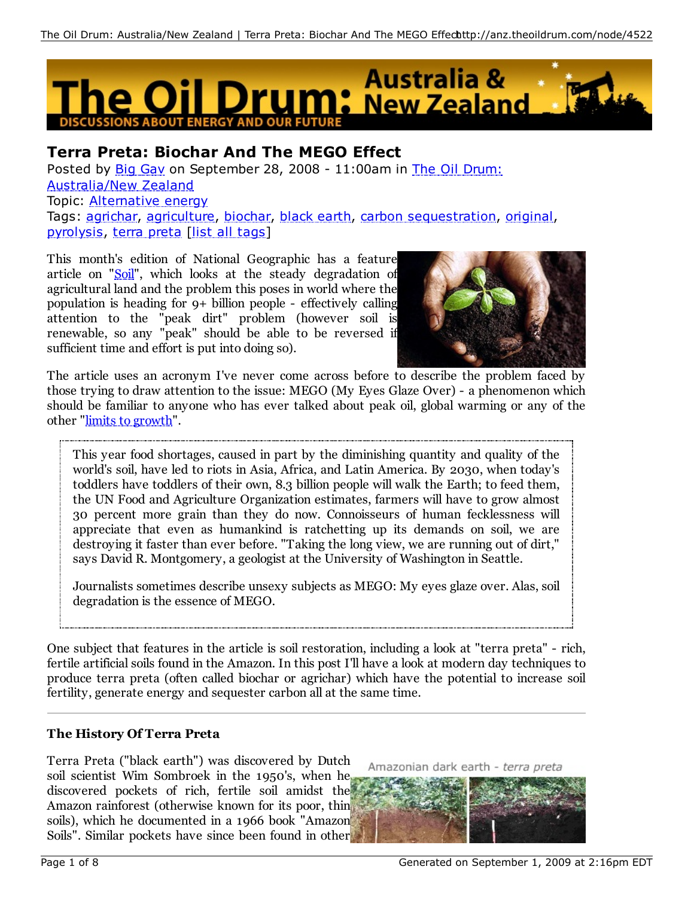# Terra Preta: Biochar And The MEGO Effect

Posted by Big Gav on September 28, 2008 - 11:00am in The Oil Drum: Australia/New Zealand

Topic: Alternative energy

Tags: agrichar, agriculture, biochar, black earth, carbon sequestration, original, pyrolysis, terra preta [list all tags]

This month's edition of National Geographic has a feature article on "Soil", which looks at the steady degradation of agricultural land and the problem this poses in world where the population is heading for 9+ billion people - effectively calling attention to the "peak dirt" problem (however soil is renewable, so any "peak" should be able to be reversed if sufficient time and effort is put into doing so).

The article uses an acronym I've never come across before to describe the problem faced by those trying to draw attention to the issue: MEGO (My Eyes Glaze Over) - a phenomenon which should be familiar to anyone who has ever talked about peak oil, global warming or any of the other "limits to growth".

> This year food shortages, caused in part by the diminishing quantity and quality of the world's soil, have led to riots in Asia, Africa, and Latin America. By 2030, when today's toddlers have toddlers of their own, 8.3 billion people will walk the Earth; to feed them, the UN Food and Agriculture Organization estimates, farmers will have to grow almost 30 percent more grain than they do now. Connoisseurs of human fecklessness will appreciate that even as humankind is ratchetting up its demands on soil, we are destroying it faster than ever before. "Taking the long view, we are running out of dirt," says David R. Montgomery, a geologist at the University of Washington in Seattle.
>
> Journalists sometimes describe unsexy subjects as MEGO: My eyes glaze over. Alas, soil degradation is the essence of MEGO.

One subject that features in the article is soil restoration, including a look at "terra preta" - rich, fertile artificial soils found in the Amazon. In this post I'll have a look at modern day techniques to produce terra preta (often called biochar or agrichar) which have the potential to increase soil fertility, generate energy and sequester carbon all at the same time.

---

### The History Of Terra Preta

Amazonian dark earth - *terra preta*

Terra Preta ("black earth") was discovered by Dutch soil scientist Wim Sombroek in the 1950's, when he discovered pockets of rich, fertile soil amidst the Amazon rainforest (otherwise known for its poor, thin soils), which he documented in a 1966 book "Amazon Soils". Similar pockets have since been found in other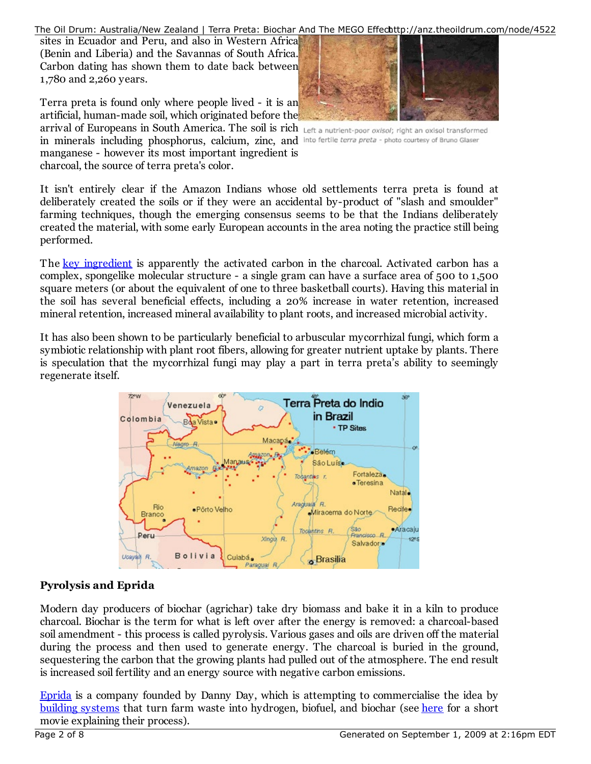sites in Ecuador and Peru, and also in Western Africa (Benin and Liberia) and the Savannas of South Africa. Carbon dating has shown them to date back between 1,780 and 2,260 years.

Terra preta is found only where people lived - it is an artificial, human-made soil, which originated before the arrival of Europeans in South America. The soil is rich in minerals including phosphorus, calcium, zinc, and manganese - however its most important ingredient is charcoal, the source of terra preta's color.

Left a nutrient-poor *oxisol*; right an oxisol transformed into fertile *terra preta* - photo courtesy of Bruno Glaser

It isn't entirely clear if the Amazon Indians whose old settlements terra preta is found at deliberately created the soils or if they were an accidental by-product of "slash and smoulder" farming techniques, though the emerging consensus seems to be that the Indians deliberately created the material, with some early European accounts in the area noting the practice still being performed.

The key ingredient is apparently the activated carbon in the charcoal. Activated carbon has a complex, spongelike molecular structure - a single gram can have a surface area of 500 to 1,500 square meters (or about the equivalent of one to three basketball courts). Having this material in the soil has several beneficial effects, including a 20% increase in water retention, increased mineral retention, increased mineral availability to plant roots, and increased microbial activity.

It has also been shown to be particularly beneficial to arbuscular mycorrhizal fungi, which form a symbiotic relationship with plant root fibers, allowing for greater nutrient uptake by plants. There is speculation that the mycorrhizal fungi may play a part in terra preta's ability to seemingly regenerate itself.

## Pyrolysis and Eprida

Modern day producers of biochar (agrichar) take dry biomass and bake it in a kiln to produce charcoal. Biochar is the term for what is left over after the energy is removed: a charcoal-based soil amendment - this process is called pyrolysis. Various gases and oils are driven off the material during the process and then used to generate energy. The charcoal is buried in the ground, sequestering the carbon that the growing plants had pulled out of the atmosphere. The end result is increased soil fertility and an energy source with negative carbon emissions.

Eprida is a company founded by Danny Day, which is attempting to commercialise the idea by building systems that turn farm waste into hydrogen, biofuel, and biochar (see here for a short movie explaining their process).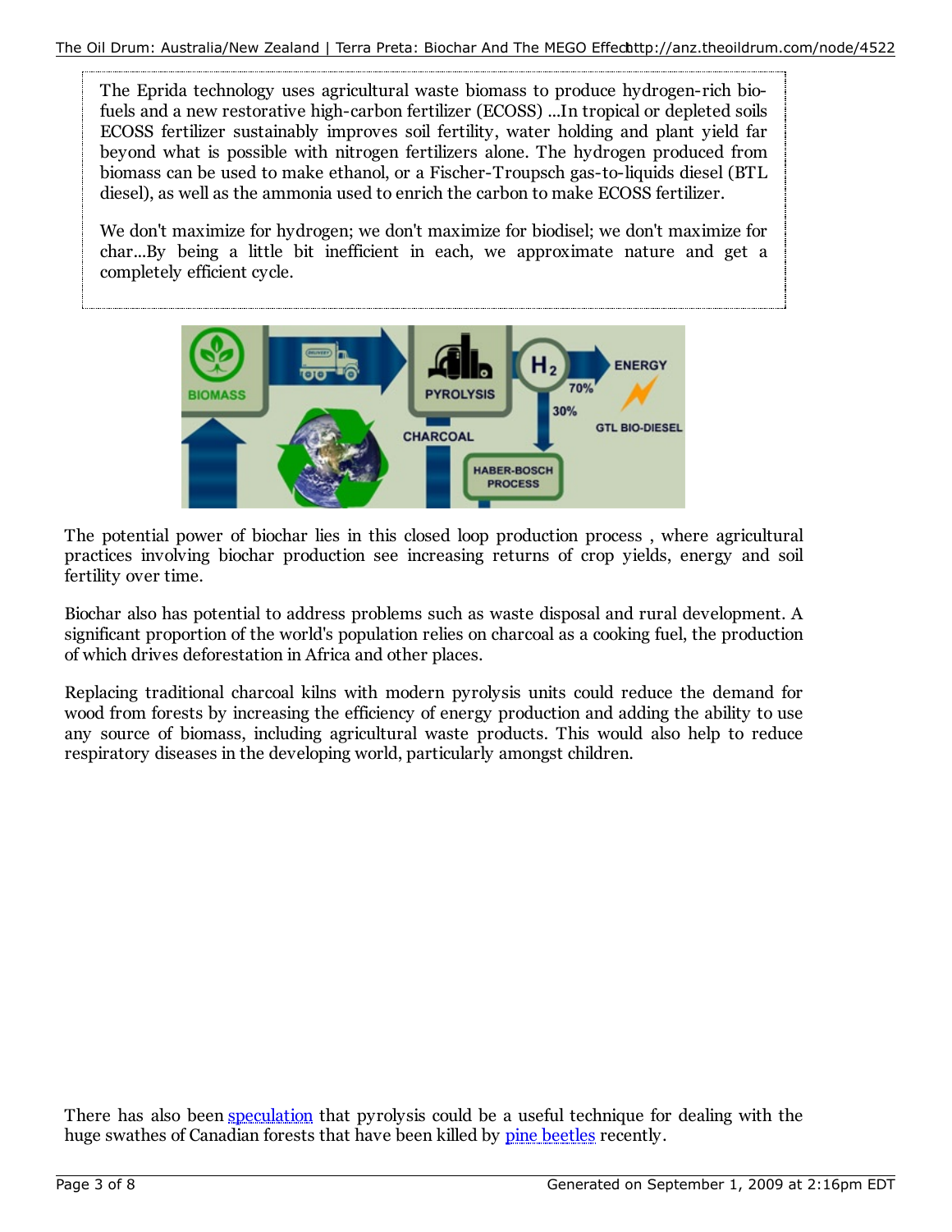> The Eprida technology uses agricultural waste biomass to produce hydrogen-rich bio-fuels and a new restorative high-carbon fertilizer (ECOSS) ...In tropical or depleted soils ECOSS fertilizer sustainably improves soil fertility, water holding and plant yield far beyond what is possible with nitrogen fertilizers alone. The hydrogen produced from biomass can be used to make ethanol, or a Fischer-Troupsch gas-to-liquids diesel (BTL diesel), as well as the ammonia used to enrich the carbon to make ECOSS fertilizer.
>
> We don't maximize for hydrogen; we don't maximize for biodisel; we don't maximize for char...By being a little bit inefficient in each, we approximate nature and get a completely efficient cycle.

The potential power of biochar lies in this closed loop production process , where agricultural practices involving biochar production see increasing returns of crop yields, energy and soil fertility over time.

Biochar also has potential to address problems such as waste disposal and rural development. A significant proportion of the world's population relies on charcoal as a cooking fuel, the production of which drives deforestation in Africa and other places.

Replacing traditional charcoal kilns with modern pyrolysis units could reduce the demand for wood from forests by increasing the efficiency of energy production and adding the ability to use any source of biomass, including agricultural waste products. This would also help to reduce respiratory diseases in the developing world, particularly amongst children.

There has also been speculation that pyrolysis could be a useful technique for dealing with the huge swathes of Canadian forests that have been killed by pine beetles recently.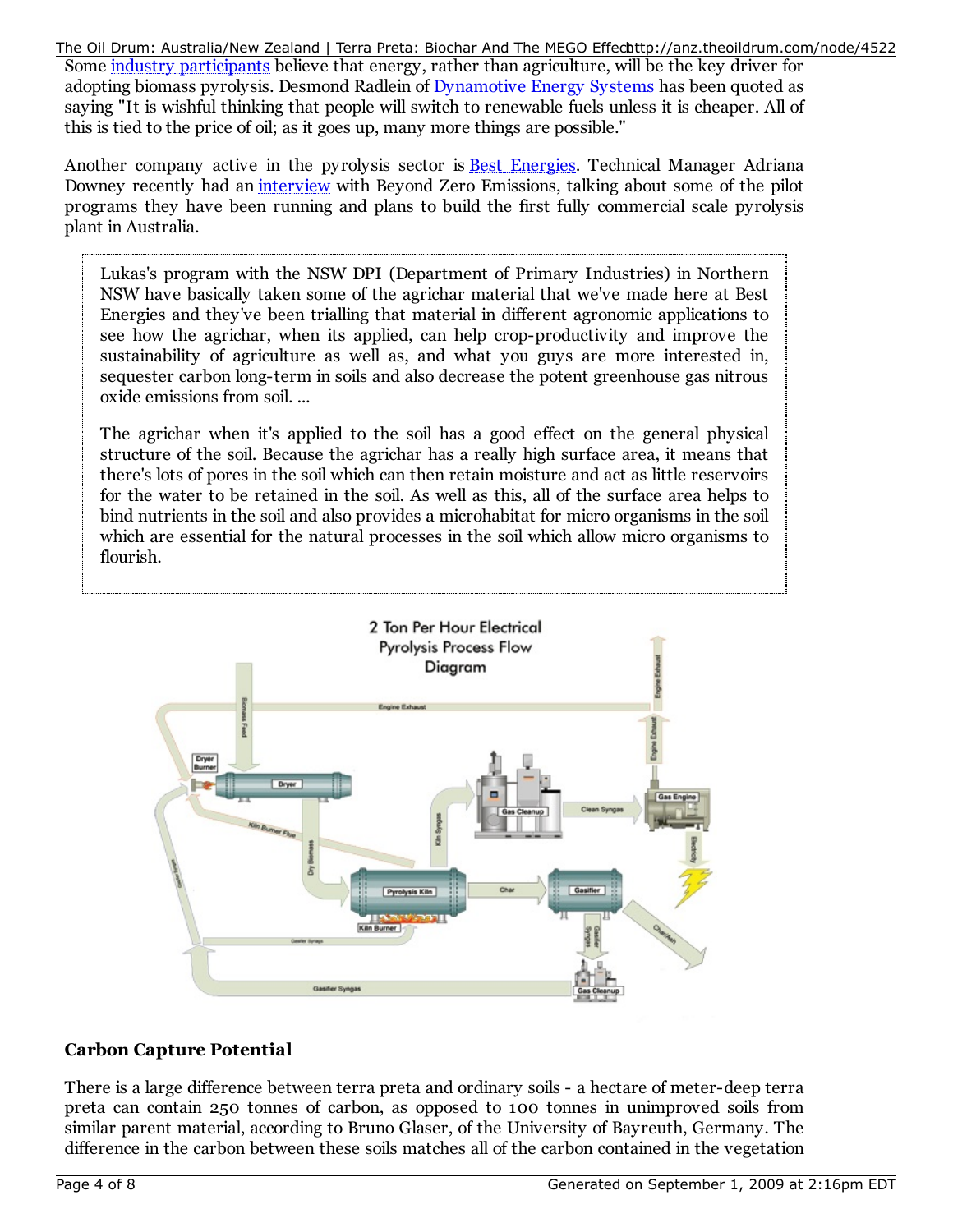Some industry participants believe that energy, rather than agriculture, will be the key driver for adopting biomass pyrolysis. Desmond Radlein of Dynamotive Energy Systems has been quoted as saying "It is wishful thinking that people will switch to renewable fuels unless it is cheaper. All of this is tied to the price of oil; as it goes up, many more things are possible."

Another company active in the pyrolysis sector is Best Energies. Technical Manager Adriana Downey recently had an interview with Beyond Zero Emissions, talking about some of the pilot programs they have been running and plans to build the first fully commercial scale pyrolysis plant in Australia.

> Lukas's program with the NSW DPI (Department of Primary Industries) in Northern NSW have basically taken some of the agrichar material that we've made here at Best Energies and they've been trialling that material in different agronomic applications to see how the agrichar, when its applied, can help crop-productivity and improve the sustainability of agriculture as well as, and what you guys are more interested in, sequester carbon long-term in soils and also decrease the potent greenhouse gas nitrous oxide emissions from soil. ...
>
> The agrichar when it's applied to the soil has a good effect on the general physical structure of the soil. Because the agrichar has a really high surface area, it means that there's lots of pores in the soil which can then retain moisture and act as little reservoirs for the water to be retained in the soil. As well as this, all of the surface area helps to bind nutrients in the soil and also provides a microhabitat for micro organisms in the soil which are essential for the natural processes in the soil which allow micro organisms to flourish.

2 Ton Per Hour Electrical Pyrolysis Process Flow Diagram

## Carbon Capture Potential

There is a large difference between terra preta and ordinary soils - a hectare of meter-deep terra preta can contain 250 tonnes of carbon, as opposed to 100 tonnes in unimproved soils from similar parent material, according to Bruno Glaser, of the University of Bayreuth, Germany. The difference in the carbon between these soils matches all of the carbon contained in the vegetation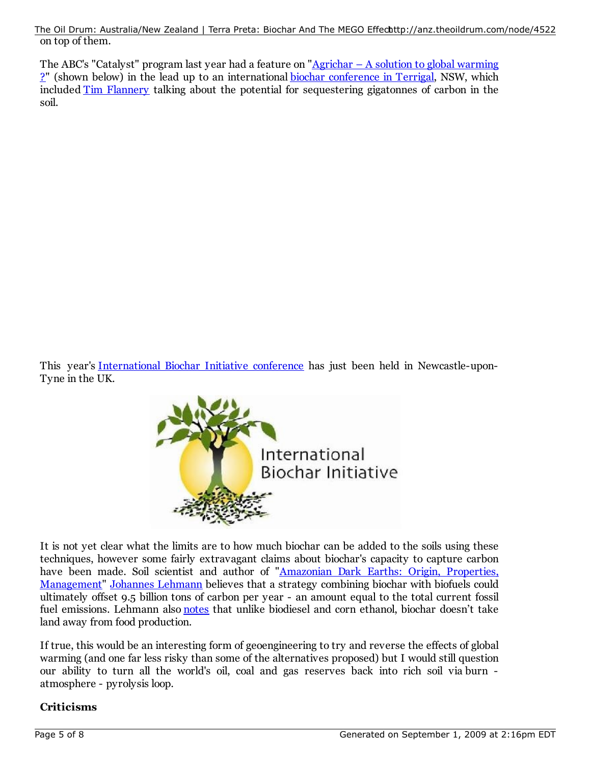on top of them.

The ABC's "Catalyst" program last year had a feature on "Agrichar – A solution to global warming ?" (shown below) in the lead up to an international biochar conference in Terrigal, NSW, which included Tim Flannery talking about the potential for sequestering gigatonnes of carbon in the soil.

This year's International Biochar Initiative conference has just been held in Newcastle-upon-Tyne in the UK.

It is not yet clear what the limits are to how much biochar can be added to the soils using these techniques, however some fairly extravagant claims about biochar's capacity to capture carbon have been made. Soil scientist and author of "Amazonian Dark Earths: Origin, Properties, Management" Johannes Lehmann believes that a strategy combining biochar with biofuels could ultimately offset 9.5 billion tons of carbon per year - an amount equal to the total current fossil fuel emissions. Lehmann also notes that unlike biodiesel and corn ethanol, biochar doesn't take land away from food production.

If true, this would be an interesting form of geoengineering to try and reverse the effects of global warming (and one far less risky than some of the alternatives proposed) but I would still question our ability to turn all the world's oil, coal and gas reserves back into rich soil via burn - atmosphere - pyrolysis loop.

**Criticisms**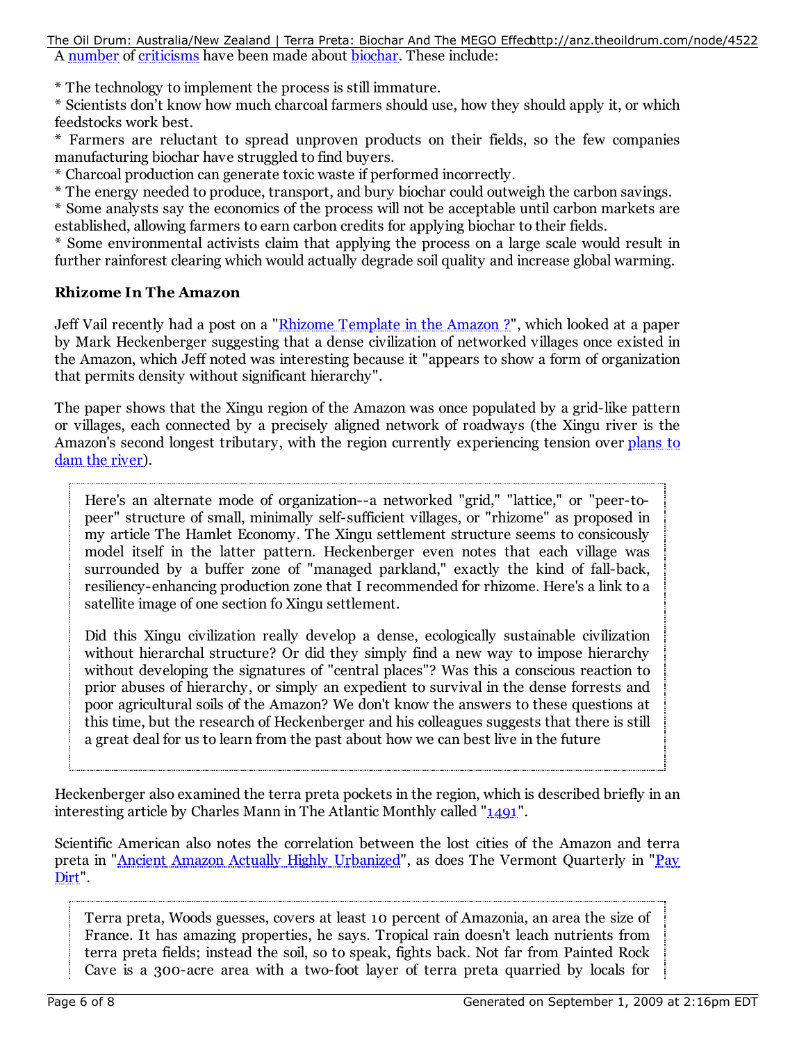A number of criticisms have been made about biochar. These include:

* The technology to implement the process is still immature.
* Scientists don't know how much charcoal farmers should use, how they should apply it, or which feedstocks work best.
* Farmers are reluctant to spread unproven products on their fields, so the few companies manufacturing biochar have struggled to find buyers.
* Charcoal production can generate toxic waste if performed incorrectly.
* The energy needed to produce, transport, and bury biochar could outweigh the carbon savings.
* Some analysts say the economics of the process will not be acceptable until carbon markets are established, allowing farmers to earn carbon credits for applying biochar to their fields.
* Some environmental activists claim that applying the process on a large scale would result in further rainforest clearing which would actually degrade soil quality and increase global warming.

### Rhizome In The Amazon

Jeff Vail recently had a post on a "Rhizome Template in the Amazon ?", which looked at a paper by Mark Heckenberger suggesting that a dense civilization of networked villages once existed in the Amazon, which Jeff noted was interesting because it "appears to show a form of organization that permits density without significant hierarchy".

The paper shows that the Xingu region of the Amazon was once populated by a grid-like pattern or villages, each connected by a precisely aligned network of roadways (the Xingu river is the Amazon's second longest tributary, with the region currently experiencing tension over plans to dam the river).

> Here's an alternate mode of organization--a networked "grid," "lattice," or "peer-to-peer" structure of small, minimally self-sufficient villages, or "rhizome" as proposed in my article The Hamlet Economy. The Xingu settlement structure seems to consicously model itself in the latter pattern. Heckenberger even notes that each village was surrounded by a buffer zone of "managed parkland," exactly the kind of fall-back, resiliency-enhancing production zone that I recommended for rhizome. Here's a link to a satellite image of one section fo Xingu settlement.
>
> Did this Xingu civilization really develop a dense, ecologically sustainable civilization without hierarchal structure? Or did they simply find a new way to impose hierarchy without developing the signatures of "central places"? Was this a conscious reaction to prior abuses of hierarchy, or simply an expedient to survival in the dense forrests and poor agricultural soils of the Amazon? We don't know the answers to these questions at this time, but the research of Heckenberger and his colleagues suggests that there is still a great deal for us to learn from the past about how we can best live in the future

Heckenberger also examined the terra preta pockets in the region, which is described briefly in an interesting article by Charles Mann in The Atlantic Monthly called "1491".

Scientific American also notes the correlation between the lost cities of the Amazon and terra preta in "Ancient Amazon Actually Highly Urbanized", as does The Vermont Quarterly in "Pay Dirt".

> Terra preta, Woods guesses, covers at least 10 percent of Amazonia, an area the size of France. It has amazing properties, he says. Tropical rain doesn't leach nutrients from terra preta fields; instead the soil, so to speak, fights back. Not far from Painted Rock Cave is a 300-acre area with a two-foot layer of terra preta quarried by locals for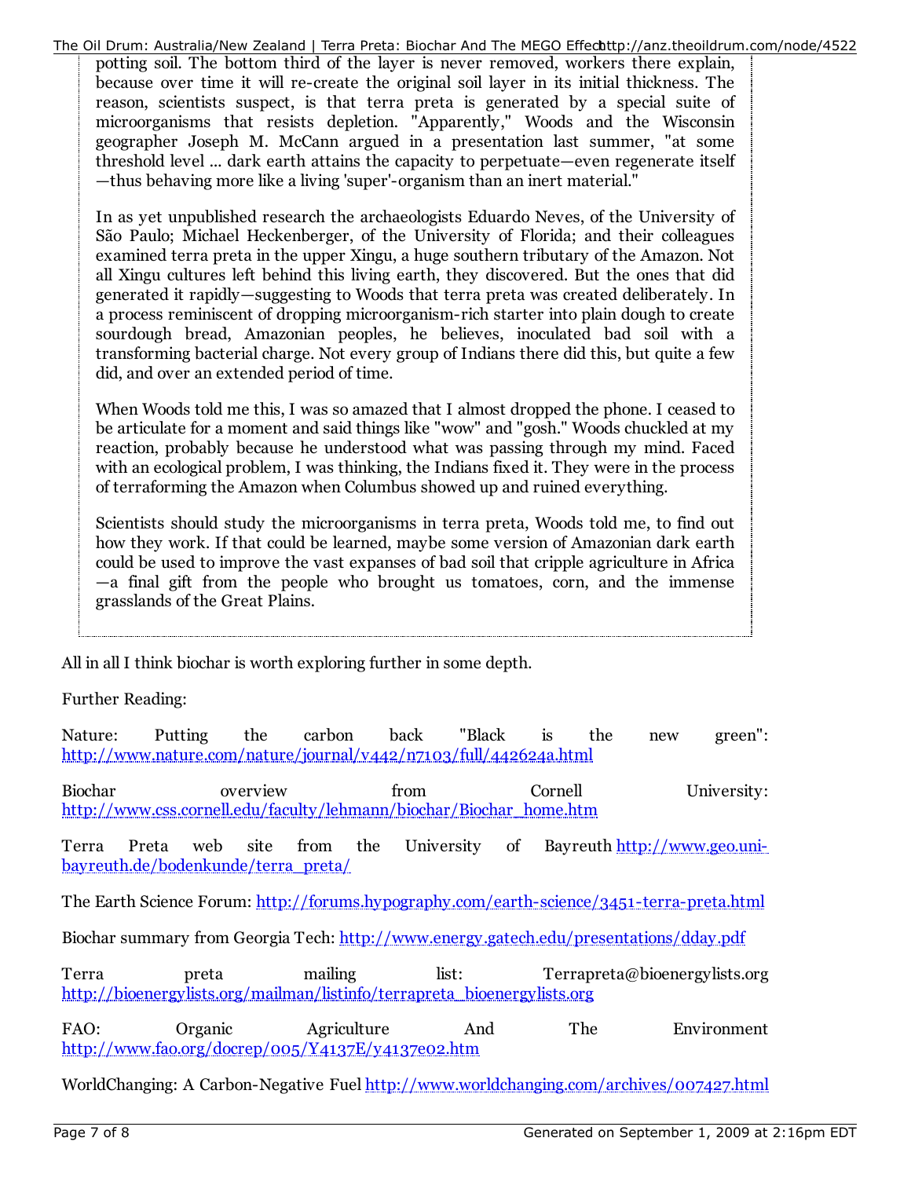> potting soil. The bottom third of the layer is never removed, workers there explain, because over time it will re-create the original soil layer in its initial thickness. The reason, scientists suspect, is that terra preta is generated by a special suite of microorganisms that resists depletion. "Apparently," Woods and the Wisconsin geographer Joseph M. McCann argued in a presentation last summer, "at some threshold level ... dark earth attains the capacity to perpetuate—even regenerate itself—thus behaving more like a living 'super'-organism than an inert material."
>
> In as yet unpublished research the archaeologists Eduardo Neves, of the University of São Paulo; Michael Heckenberger, of the University of Florida; and their colleagues examined terra preta in the upper Xingu, a huge southern tributary of the Amazon. Not all Xingu cultures left behind this living earth, they discovered. But the ones that did generated it rapidly—suggesting to Woods that terra preta was created deliberately. In a process reminiscent of dropping microorganism-rich starter into plain dough to create sourdough bread, Amazonian peoples, he believes, inoculated bad soil with a transforming bacterial charge. Not every group of Indians there did this, but quite a few did, and over an extended period of time.
>
> When Woods told me this, I was so amazed that I almost dropped the phone. I ceased to be articulate for a moment and said things like "wow" and "gosh." Woods chuckled at my reaction, probably because he understood what was passing through my mind. Faced with an ecological problem, I was thinking, the Indians fixed it. They were in the process of terraforming the Amazon when Columbus showed up and ruined everything.
>
> Scientists should study the microorganisms in terra preta, Woods told me, to find out how they work. If that could be learned, maybe some version of Amazonian dark earth could be used to improve the vast expanses of bad soil that cripple agriculture in Africa—a final gift from the people who brought us tomatoes, corn, and the immense grasslands of the Great Plains.

All in all I think biochar is worth exploring further in some depth.

Further Reading:

Nature: Putting the carbon back "Black is the new green": http://www.nature.com/nature/journal/v442/n7103/full/442624a.html

Biochar overview from Cornell University: http://www.css.cornell.edu/faculty/lehmann/biochar/Biochar_home.htm

Terra Preta web site from the University of Bayreuth http://www.geo.uni-bayreuth.de/bodenkunde/terra_preta/

The Earth Science Forum: http://forums.hypography.com/earth-science/3451-terra-preta.html

Biochar summary from Georgia Tech: http://www.energy.gatech.edu/presentations/dday.pdf

Terra preta mailing list: Terrapreta@bioenergylists.org http://bioenergylists.org/mailman/listinfo/terrapreta_bioenergylists.org

FAO: Organic Agriculture And The Environment http://www.fao.org/docrep/005/Y4137E/y4137e02.htm

WorldChanging: A Carbon-Negative Fuel http://www.worldchanging.com/archives/007427.html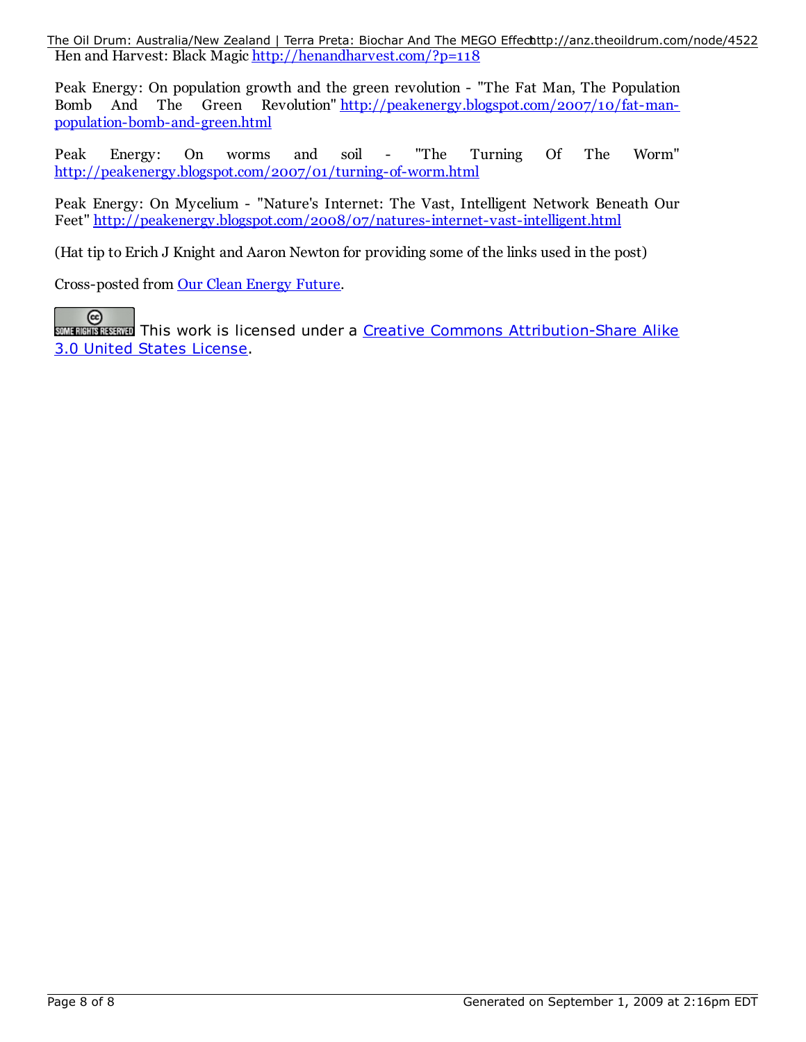Hen and Harvest: Black Magic http://henandharvest.com/?p=118

Peak Energy: On population growth and the green revolution - "The Fat Man, The Population Bomb And The Green Revolution" http://peakenergy.blogspot.com/2007/10/fat-man-population-bomb-and-green.html

Peak Energy: On worms and soil - "The Turning Of The Worm" http://peakenergy.blogspot.com/2007/01/turning-of-worm.html

Peak Energy: On Mycelium - "Nature's Internet: The Vast, Intelligent Network Beneath Our Feet" http://peakenergy.blogspot.com/2008/07/natures-internet-vast-intelligent.html

(Hat tip to Erich J Knight and Aaron Newton for providing some of the links used in the post)

Cross-posted from Our Clean Energy Future.

SOME RIGHTS RESERVED This work is licensed under a Creative Commons Attribution-Share Alike 3.0 United States License.